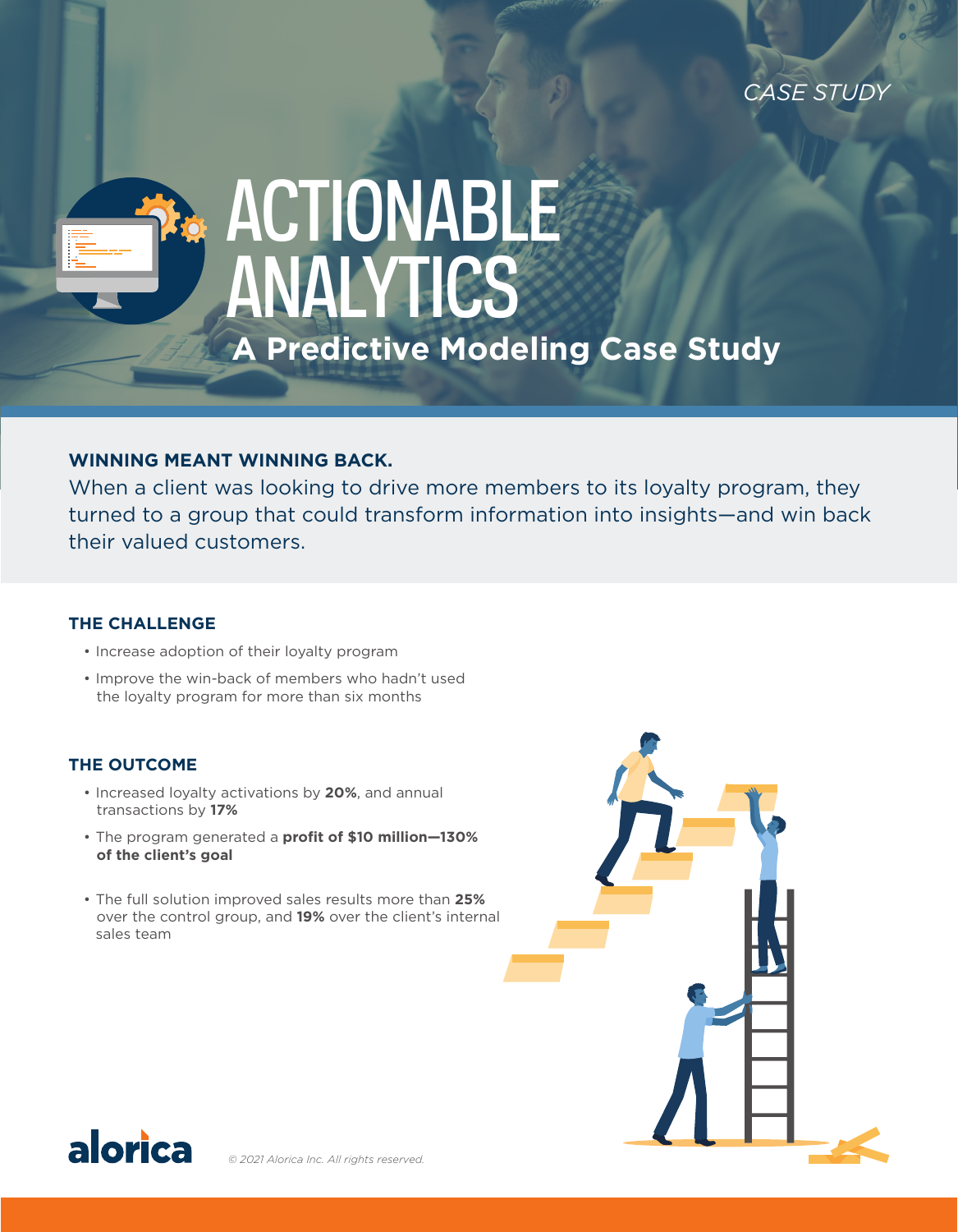*CASE STUDY*

# ACTIONABLE ANALYTICS

## A Predictive Modeling Case Study

**WINNING MEANT WINNING BACK.**

When a client was looking to drive more members to its loyalty program, they turned to a group that could transform information into insights—and win back their valued customers.

### THE CHALLENGE

- Increase adoption of their loyalty program
- Improve the win-back of members who hadn't used the loyalty program for more than six months

### THE OUTCOME

- Increased loyalty activations by **20%**, and annual transactions by **17%**
- The program generated a **profit of $10 million—130% of the client's goal**
- The full solution improved sales results more than **25%** over the control group, and **19%** over the client's internal sales team

alorica

*© 2021 Alorica Inc. All rights reserved.*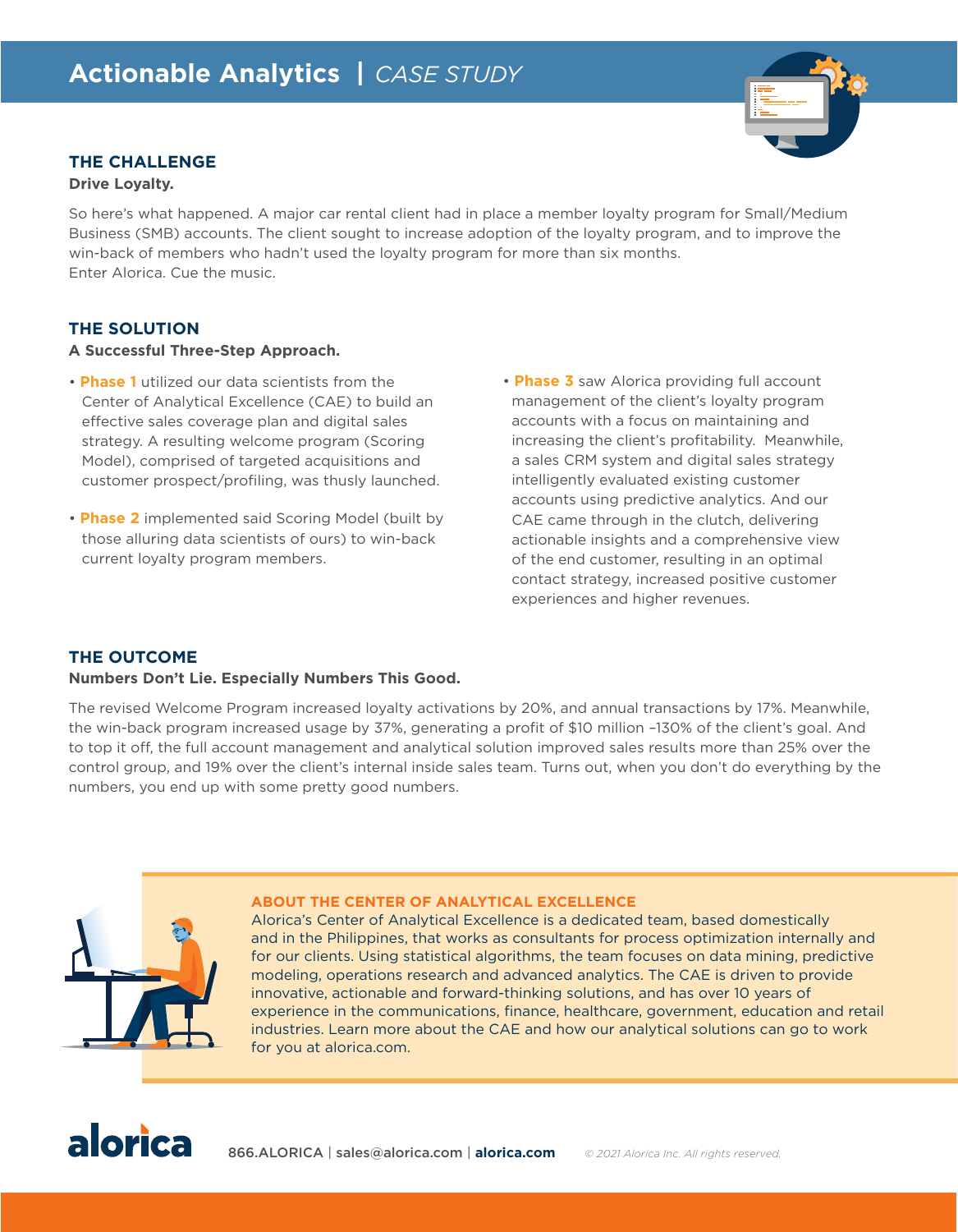# Actionable Analytics | *CASE STUDY*

## THE CHALLENGE

**Drive Loyalty.**

So here's what happened. A major car rental client had in place a member loyalty program for Small/Medium Business (SMB) accounts. The client sought to increase adoption of the loyalty program, and to improve the win-back of members who hadn't used the loyalty program for more than six months.
Enter Alorica. Cue the music.

## THE SOLUTION

**A Successful Three-Step Approach.**

- **Phase 1** utilized our data scientists from the Center of Analytical Excellence (CAE) to build an effective sales coverage plan and digital sales strategy. A resulting welcome program (Scoring Model), comprised of targeted acquisitions and customer prospect/profiling, was thusly launched.
- **Phase 2** implemented said Scoring Model (built by those alluring data scientists of ours) to win-back current loyalty program members.
- **Phase 3** saw Alorica providing full account management of the client's loyalty program accounts with a focus on maintaining and increasing the client's profitability. Meanwhile, a sales CRM system and digital sales strategy intelligently evaluated existing customer accounts using predictive analytics. And our CAE came through in the clutch, delivering actionable insights and a comprehensive view of the end customer, resulting in an optimal contact strategy, increased positive customer experiences and higher revenues.

## THE OUTCOME

**Numbers Don't Lie. Especially Numbers This Good.**

The revised Welcome Program increased loyalty activations by 20%, and annual transactions by 17%. Meanwhile, the win-back program increased usage by 37%, generating a profit of $10 million –130% of the client's goal. And to top it off, the full account management and analytical solution improved sales results more than 25% over the control group, and 19% over the client's internal inside sales team. Turns out, when you don't do everything by the numbers, you end up with some pretty good numbers.

### ABOUT THE CENTER OF ANALYTICAL EXCELLENCE

Alorica's Center of Analytical Excellence is a dedicated team, based domestically and in the Philippines, that works as consultants for process optimization internally and for our clients. Using statistical algorithms, the team focuses on data mining, predictive modeling, operations research and advanced analytics. The CAE is driven to provide innovative, actionable and forward-thinking solutions, and has over 10 years of experience in the communications, finance, healthcare, government, education and retail industries. Learn more about the CAE and how our analytical solutions can go to work for you at alorica.com.

alorica

866.ALORICA | sales@alorica.com | **alorica.com**

*© 2021 Alorica Inc. All rights reserved.*